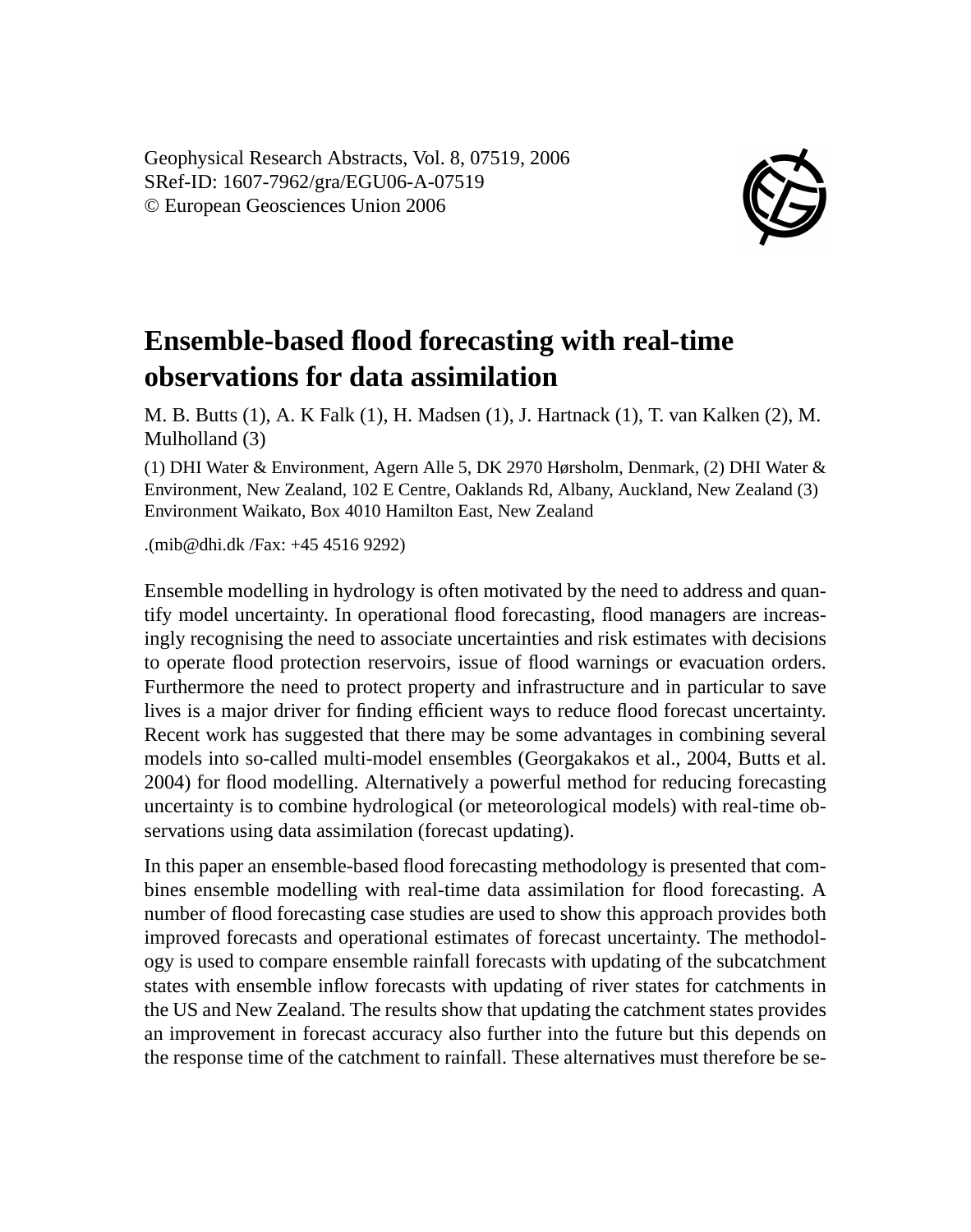Geophysical Research Abstracts, Vol. 8, 07519, 2006
SRef-ID: 1607-7962/gra/EGU06-A-07519
© European Geosciences Union 2006

# Ensemble-based flood forecasting with real-time observations for data assimilation

M. B. Butts (1), A. K Falk (1), H. Madsen (1), J. Hartnack (1), T. van Kalken (2), M. Mulholland (3)

(1) DHI Water & Environment, Agern Alle 5, DK 2970 Hørsholm, Denmark, (2) DHI Water & Environment, New Zealand, 102 E Centre, Oaklands Rd, Albany, Auckland, New Zealand (3) Environment Waikato, Box 4010 Hamilton East, New Zealand

.(mib@dhi.dk /Fax: +45 4516 9292)

Ensemble modelling in hydrology is often motivated by the need to address and quantify model uncertainty. In operational flood forecasting, flood managers are increasingly recognising the need to associate uncertainties and risk estimates with decisions to operate flood protection reservoirs, issue of flood warnings or evacuation orders. Furthermore the need to protect property and infrastructure and in particular to save lives is a major driver for finding efficient ways to reduce flood forecast uncertainty. Recent work has suggested that there may be some advantages in combining several models into so-called multi-model ensembles (Georgakakos et al., 2004, Butts et al. 2004) for flood modelling. Alternatively a powerful method for reducing forecasting uncertainty is to combine hydrological (or meteorological models) with real-time observations using data assimilation (forecast updating).

In this paper an ensemble-based flood forecasting methodology is presented that combines ensemble modelling with real-time data assimilation for flood forecasting. A number of flood forecasting case studies are used to show this approach provides both improved forecasts and operational estimates of forecast uncertainty. The methodology is used to compare ensemble rainfall forecasts with updating of the subcatchment states with ensemble inflow forecasts with updating of river states for catchments in the US and New Zealand. The results show that updating the catchment states provides an improvement in forecast accuracy also further into the future but this depends on the response time of the catchment to rainfall. These alternatives must therefore be se-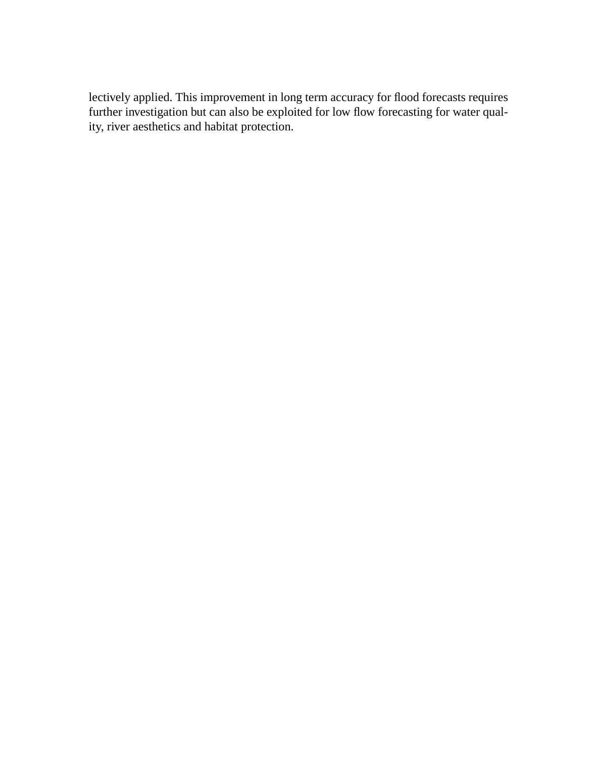lectively applied. This improvement in long term accuracy for flood forecasts requires further investigation but can also be exploited for low flow forecasting for water quality, river aesthetics and habitat protection.